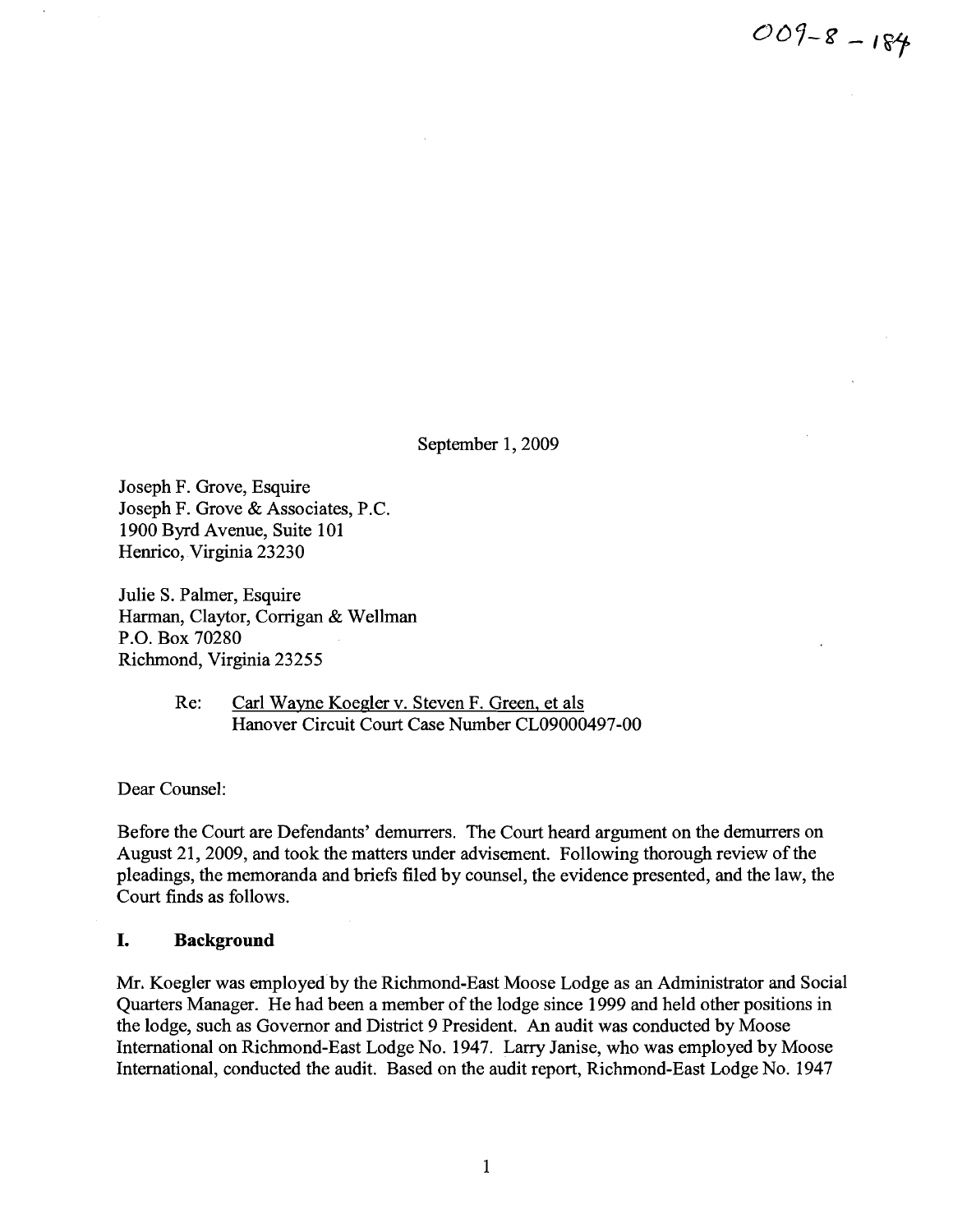009-8 – 184

September 1, 2009

Joseph F. Grove, Esquire
Joseph F. Grove & Associates, P.C.
1900 Byrd Avenue, Suite 101
Henrico, Virginia 23230

Julie S. Palmer, Esquire
Harman, Claytor, Corrigan & Wellman
P.O. Box 70280
Richmond, Virginia 23255

Re: Carl Wayne Koegler v. Steven F. Green, et als
Hanover Circuit Court Case Number CL09000497-00

Dear Counsel:

Before the Court are Defendants' demurrers. The Court heard argument on the demurrers on August 21, 2009, and took the matters under advisement. Following thorough review of the pleadings, the memoranda and briefs filed by counsel, the evidence presented, and the law, the Court finds as follows.

## I. Background

Mr. Koegler was employed by the Richmond-East Moose Lodge as an Administrator and Social Quarters Manager. He had been a member of the lodge since 1999 and held other positions in the lodge, such as Governor and District 9 President. An audit was conducted by Moose International on Richmond-East Lodge No. 1947. Larry Janise, who was employed by Moose International, conducted the audit. Based on the audit report, Richmond-East Lodge No. 1947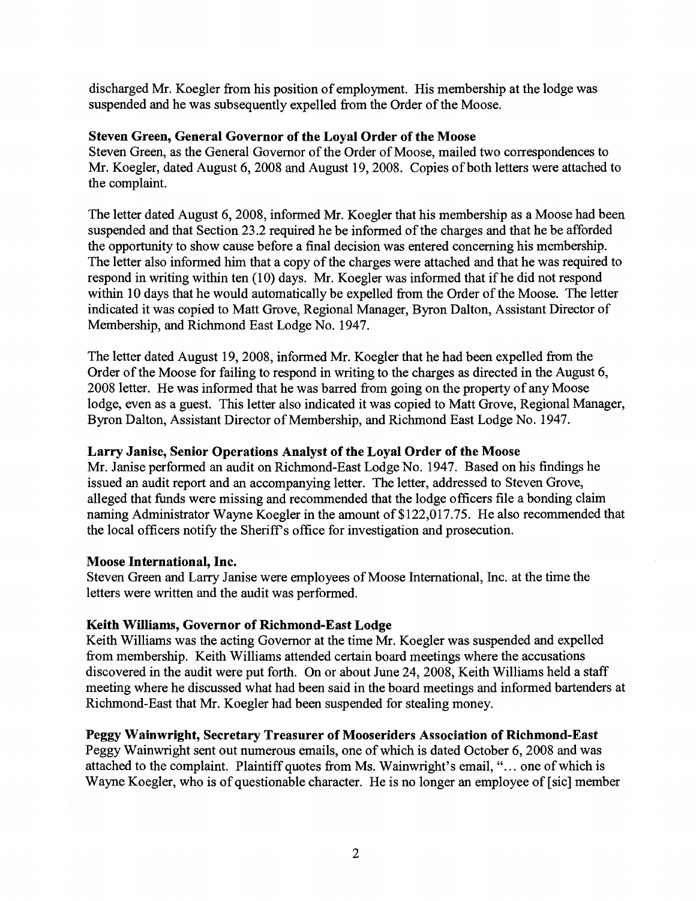discharged Mr. Koegler from his position of employment. His membership at the lodge was suspended and he was subsequently expelled from the Order of the Moose.

**Steven Green, General Governor of the Loyal Order of the Moose**

Steven Green, as the General Governor of the Order of Moose, mailed two correspondences to Mr. Koegler, dated August 6, 2008 and August 19, 2008. Copies of both letters were attached to the complaint.

The letter dated August 6, 2008, informed Mr. Koegler that his membership as a Moose had been suspended and that Section 23.2 required he be informed of the charges and that he be afforded the opportunity to show cause before a final decision was entered concerning his membership. The letter also informed him that a copy of the charges were attached and that he was required to respond in writing within ten (10) days. Mr. Koegler was informed that if he did not respond within 10 days that he would automatically be expelled from the Order of the Moose. The letter indicated it was copied to Matt Grove, Regional Manager, Byron Dalton, Assistant Director of Membership, and Richmond East Lodge No. 1947.

The letter dated August 19, 2008, informed Mr. Koegler that he had been expelled from the Order of the Moose for failing to respond in writing to the charges as directed in the August 6, 2008 letter. He was informed that he was barred from going on the property of any Moose lodge, even as a guest. This letter also indicated it was copied to Matt Grove, Regional Manager, Byron Dalton, Assistant Director of Membership, and Richmond East Lodge No. 1947.

**Larry Janise, Senior Operations Analyst of the Loyal Order of the Moose**

Mr. Janise performed an audit on Richmond-East Lodge No. 1947. Based on his findings he issued an audit report and an accompanying letter. The letter, addressed to Steven Grove, alleged that funds were missing and recommended that the lodge officers file a bonding claim naming Administrator Wayne Koegler in the amount of $122,017.75. He also recommended that the local officers notify the Sheriff's office for investigation and prosecution.

**Moose International, Inc.**

Steven Green and Larry Janise were employees of Moose International, Inc. at the time the letters were written and the audit was performed.

**Keith Williams, Governor of Richmond-East Lodge**

Keith Williams was the acting Governor at the time Mr. Koegler was suspended and expelled from membership. Keith Williams attended certain board meetings where the accusations discovered in the audit were put forth. On or about June 24, 2008, Keith Williams held a staff meeting where he discussed what had been said in the board meetings and informed bartenders at Richmond-East that Mr. Koegler had been suspended for stealing money.

**Peggy Wainwright, Secretary Treasurer of Mooseriders Association of Richmond-East**

Peggy Wainwright sent out numerous emails, one of which is dated October 6, 2008 and was attached to the complaint. Plaintiff quotes from Ms. Wainwright's email, "… one of which is Wayne Koegler, who is of questionable character. He is no longer an employee of [sic] member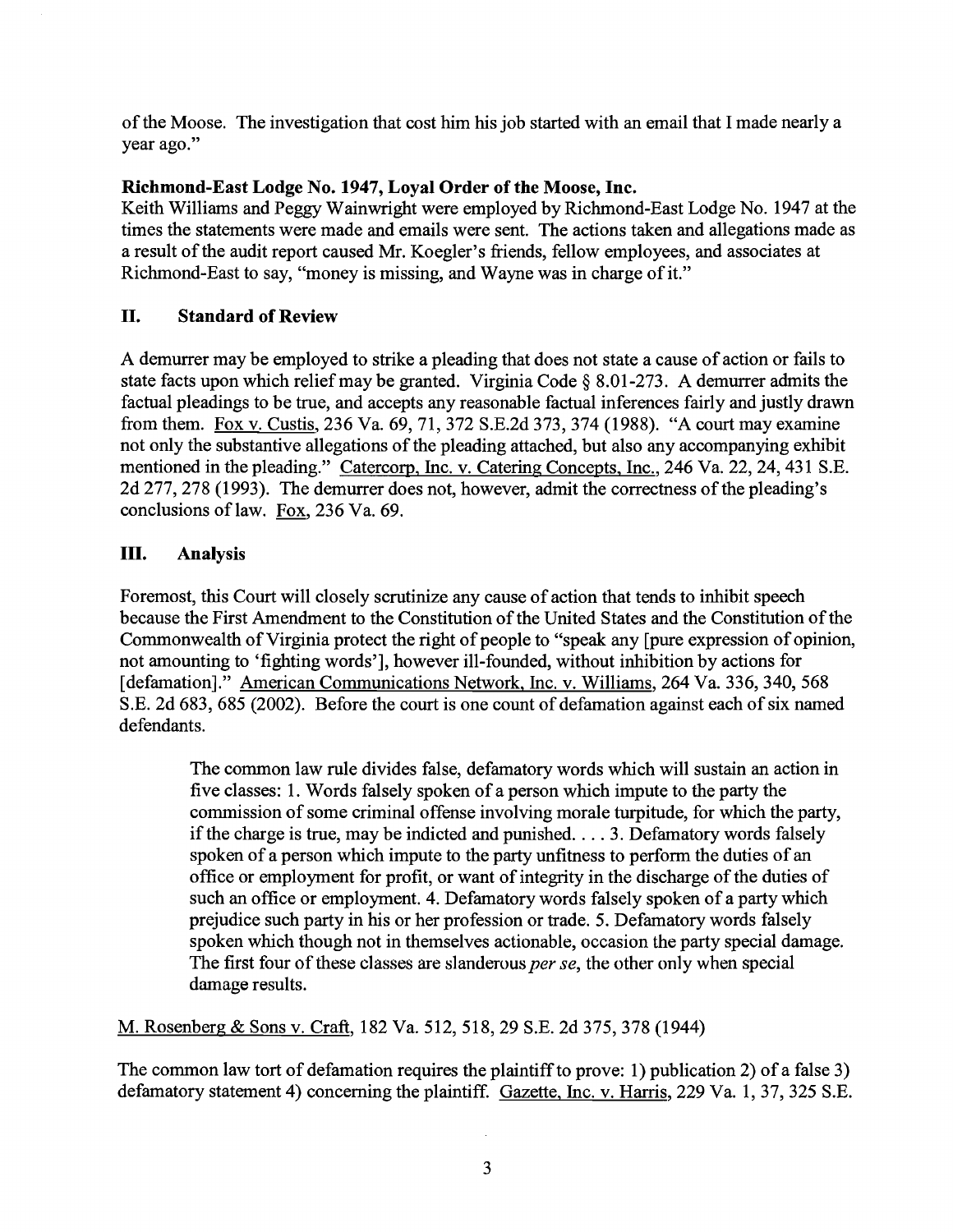of the Moose. The investigation that cost him his job started with an email that I made nearly a year ago."

**Richmond-East Lodge No. 1947, Loyal Order of the Moose, Inc.**

Keith Williams and Peggy Wainwright were employed by Richmond-East Lodge No. 1947 at the times the statements were made and emails were sent. The actions taken and allegations made as a result of the audit report caused Mr. Koegler's friends, fellow employees, and associates at Richmond-East to say, "money is missing, and Wayne was in charge of it."

## II. Standard of Review

A demurrer may be employed to strike a pleading that does not state a cause of action or fails to state facts upon which relief may be granted. Virginia Code § 8.01-273. A demurrer admits the factual pleadings to be true, and accepts any reasonable factual inferences fairly and justly drawn from them. Fox v. Custis, 236 Va. 69, 71, 372 S.E.2d 373, 374 (1988). "A court may examine not only the substantive allegations of the pleading attached, but also any accompanying exhibit mentioned in the pleading." Catercorp, Inc. v. Catering Concepts, Inc., 246 Va. 22, 24, 431 S.E. 2d 277, 278 (1993). The demurrer does not, however, admit the correctness of the pleading's conclusions of law. Fox, 236 Va. 69.

## III. Analysis

Foremost, this Court will closely scrutinize any cause of action that tends to inhibit speech because the First Amendment to the Constitution of the United States and the Constitution of the Commonwealth of Virginia protect the right of people to "speak any [pure expression of opinion, not amounting to 'fighting words'], however ill-founded, without inhibition by actions for [defamation]." American Communications Network, Inc. v. Williams, 264 Va. 336, 340, 568 S.E. 2d 683, 685 (2002). Before the court is one count of defamation against each of six named defendants.

> The common law rule divides false, defamatory words which will sustain an action in five classes: 1. Words falsely spoken of a person which impute to the party the commission of some criminal offense involving morale turpitude, for which the party, if the charge is true, may be indicted and punished. . . . 3. Defamatory words falsely spoken of a person which impute to the party unfitness to perform the duties of an office or employment for profit, or want of integrity in the discharge of the duties of such an office or employment. 4. Defamatory words falsely spoken of a party which prejudice such party in his or her profession or trade. 5. Defamatory words falsely spoken which though not in themselves actionable, occasion the party special damage. The first four of these classes are slanderous *per se*, the other only when special damage results.

M. Rosenberg & Sons v. Craft, 182 Va. 512, 518, 29 S.E. 2d 375, 378 (1944)

The common law tort of defamation requires the plaintiff to prove: 1) publication 2) of a false 3) defamatory statement 4) concerning the plaintiff. Gazette, Inc. v. Harris, 229 Va. 1, 37, 325 S.E.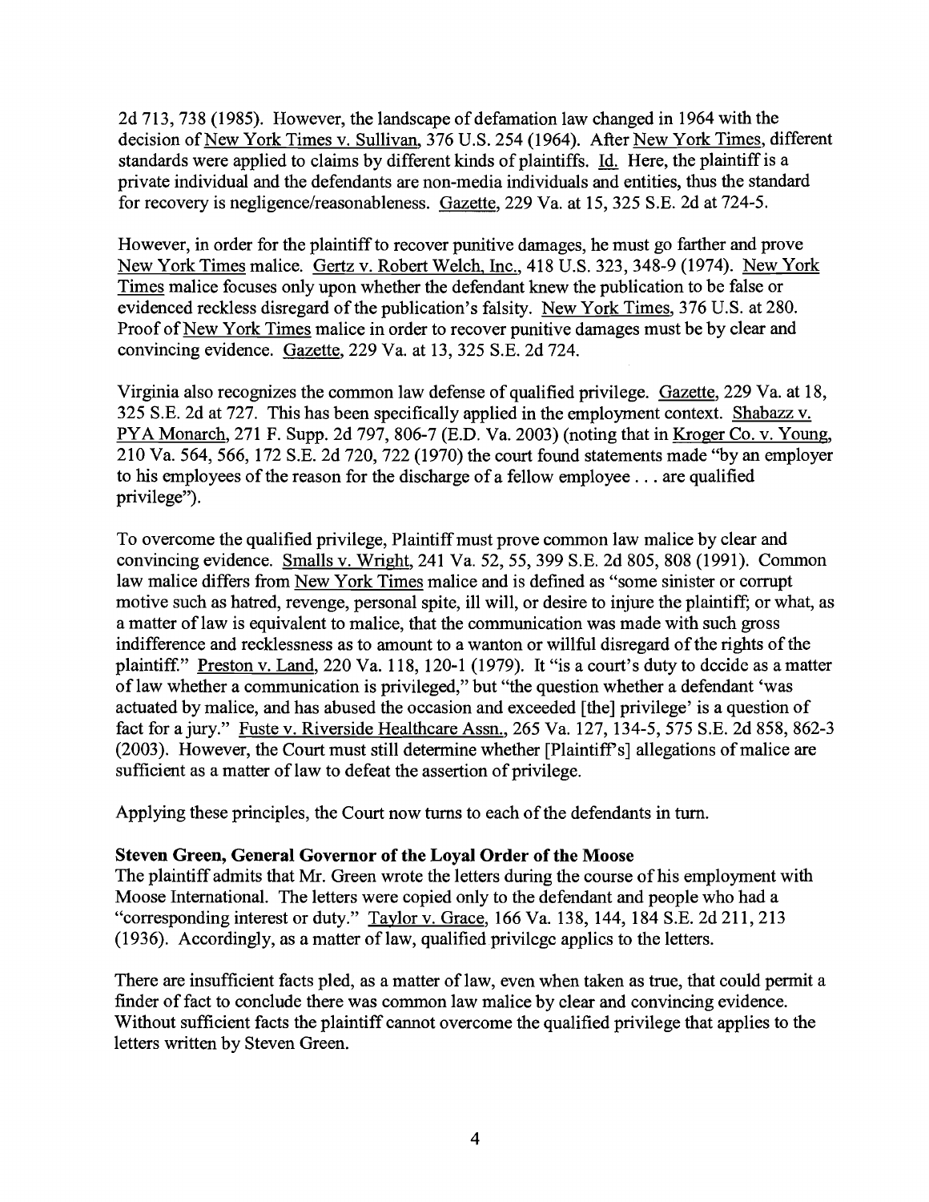2d 713, 738 (1985). However, the landscape of defamation law changed in 1964 with the decision of New York Times v. Sullivan, 376 U.S. 254 (1964). After New York Times, different standards were applied to claims by different kinds of plaintiffs. Id. Here, the plaintiff is a private individual and the defendants are non-media individuals and entities, thus the standard for recovery is negligence/reasonableness. Gazette, 229 Va. at 15, 325 S.E. 2d at 724-5.

However, in order for the plaintiff to recover punitive damages, he must go farther and prove New York Times malice. Gertz v. Robert Welch, Inc., 418 U.S. 323, 348-9 (1974). New York Times malice focuses only upon whether the defendant knew the publication to be false or evidenced reckless disregard of the publication's falsity. New York Times, 376 U.S. at 280. Proof of New York Times malice in order to recover punitive damages must be by clear and convincing evidence. Gazette, 229 Va. at 13, 325 S.E. 2d 724.

Virginia also recognizes the common law defense of qualified privilege. Gazette, 229 Va. at 18, 325 S.E. 2d at 727. This has been specifically applied in the employment context. Shabazz v. PYA Monarch, 271 F. Supp. 2d 797, 806-7 (E.D. Va. 2003) (noting that in Kroger Co. v. Young, 210 Va. 564, 566, 172 S.E. 2d 720, 722 (1970) the court found statements made "by an employer to his employees of the reason for the discharge of a fellow employee . . . are qualified privilege").

To overcome the qualified privilege, Plaintiff must prove common law malice by clear and convincing evidence. Smalls v. Wright, 241 Va. 52, 55, 399 S.E. 2d 805, 808 (1991). Common law malice differs from New York Times malice and is defined as "some sinister or corrupt motive such as hatred, revenge, personal spite, ill will, or desire to injure the plaintiff; or what, as a matter of law is equivalent to malice, that the communication was made with such gross indifference and recklessness as to amount to a wanton or willful disregard of the rights of the plaintiff." Preston v. Land, 220 Va. 118, 120-1 (1979). It "is a court's duty to decide as a matter of law whether a communication is privileged," but "the question whether a defendant 'was actuated by malice, and has abused the occasion and exceeded [the] privilege' is a question of fact for a jury." Fuste v. Riverside Healthcare Assn., 265 Va. 127, 134-5, 575 S.E. 2d 858, 862-3 (2003). However, the Court must still determine whether [Plaintiff's] allegations of malice are sufficient as a matter of law to defeat the assertion of privilege.

Applying these principles, the Court now turns to each of the defendants in turn.

**Steven Green, General Governor of the Loyal Order of the Moose**

The plaintiff admits that Mr. Green wrote the letters during the course of his employment with Moose International. The letters were copied only to the defendant and people who had a "corresponding interest or duty." Taylor v. Grace, 166 Va. 138, 144, 184 S.E. 2d 211, 213 (1936). Accordingly, as a matter of law, qualified privilege applies to the letters.

There are insufficient facts pled, as a matter of law, even when taken as true, that could permit a finder of fact to conclude there was common law malice by clear and convincing evidence. Without sufficient facts the plaintiff cannot overcome the qualified privilege that applies to the letters written by Steven Green.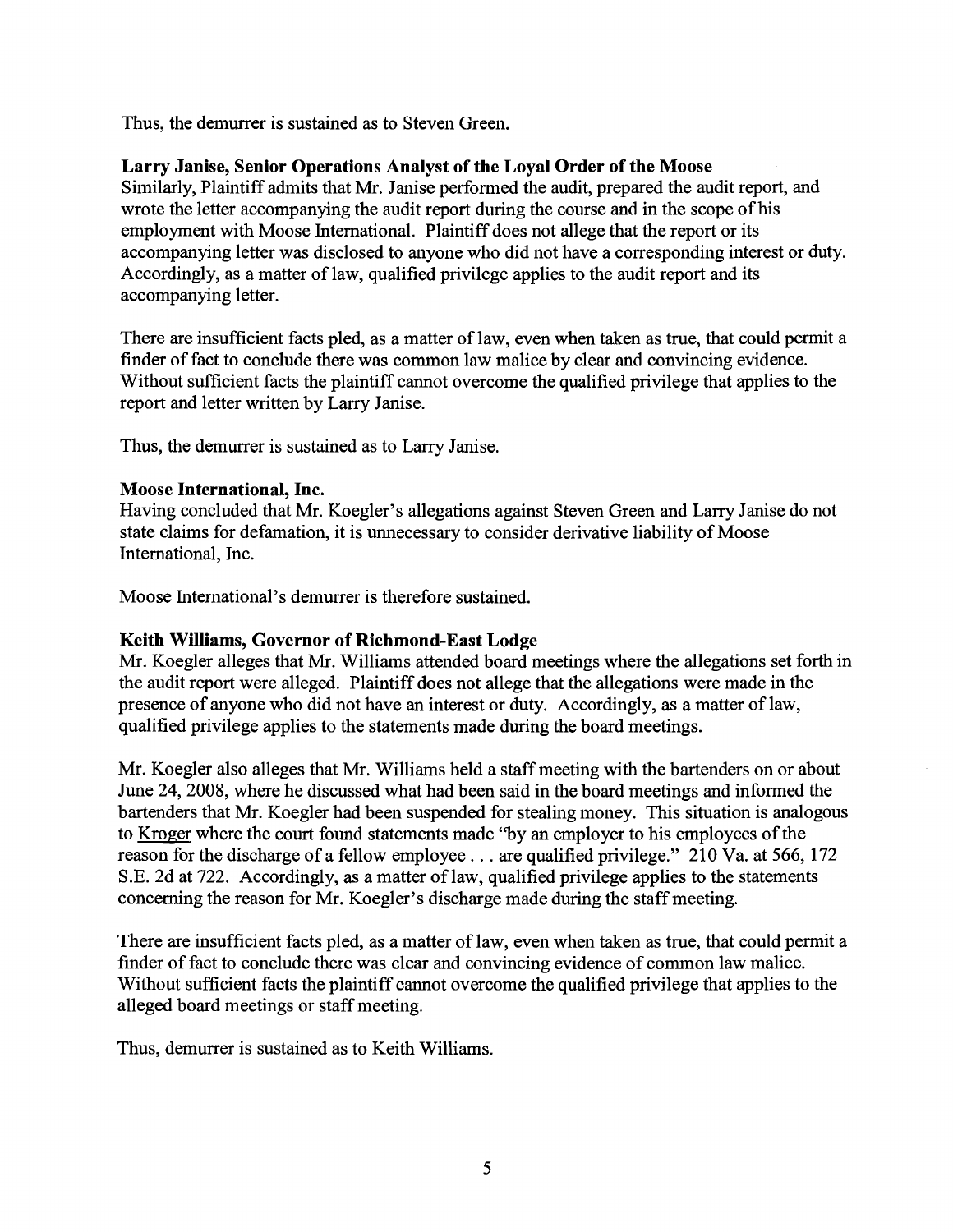Thus, the demurrer is sustained as to Steven Green.

**Larry Janise, Senior Operations Analyst of the Loyal Order of the Moose**
Similarly, Plaintiff admits that Mr. Janise performed the audit, prepared the audit report, and wrote the letter accompanying the audit report during the course and in the scope of his employment with Moose International. Plaintiff does not allege that the report or its accompanying letter was disclosed to anyone who did not have a corresponding interest or duty. Accordingly, as a matter of law, qualified privilege applies to the audit report and its accompanying letter.

There are insufficient facts pled, as a matter of law, even when taken as true, that could permit a finder of fact to conclude there was common law malice by clear and convincing evidence. Without sufficient facts the plaintiff cannot overcome the qualified privilege that applies to the report and letter written by Larry Janise.

Thus, the demurrer is sustained as to Larry Janise.

**Moose International, Inc.**
Having concluded that Mr. Koegler's allegations against Steven Green and Larry Janise do not state claims for defamation, it is unnecessary to consider derivative liability of Moose International, Inc.

Moose International's demurrer is therefore sustained.

**Keith Williams, Governor of Richmond-East Lodge**
Mr. Koegler alleges that Mr. Williams attended board meetings where the allegations set forth in the audit report were alleged. Plaintiff does not allege that the allegations were made in the presence of anyone who did not have an interest or duty. Accordingly, as a matter of law, qualified privilege applies to the statements made during the board meetings.

Mr. Koegler also alleges that Mr. Williams held a staff meeting with the bartenders on or about June 24, 2008, where he discussed what had been said in the board meetings and informed the bartenders that Mr. Koegler had been suspended for stealing money. This situation is analogous to Kroger where the court found statements made "by an employer to his employees of the reason for the discharge of a fellow employee . . . are qualified privilege." 210 Va. at 566, 172 S.E. 2d at 722. Accordingly, as a matter of law, qualified privilege applies to the statements concerning the reason for Mr. Koegler's discharge made during the staff meeting.

There are insufficient facts pled, as a matter of law, even when taken as true, that could permit a finder of fact to conclude there was clear and convincing evidence of common law malice. Without sufficient facts the plaintiff cannot overcome the qualified privilege that applies to the alleged board meetings or staff meeting.

Thus, demurrer is sustained as to Keith Williams.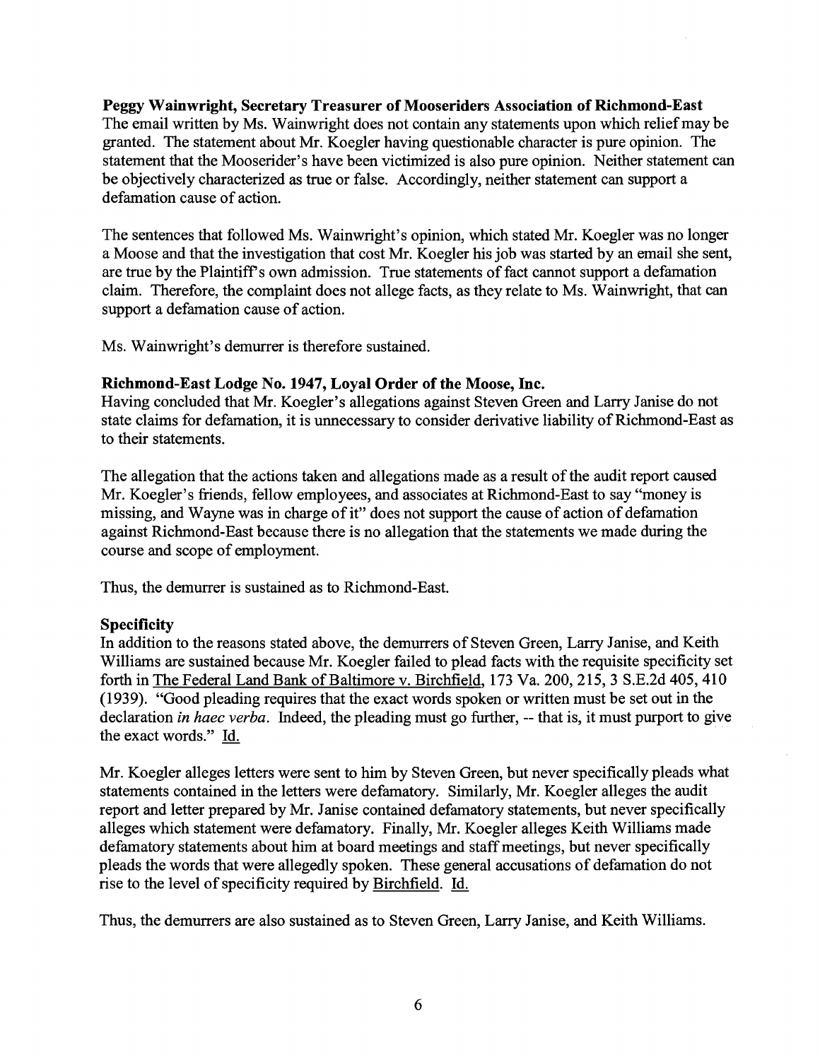**Peggy Wainwright, Secretary Treasurer of Mooseriders Association of Richmond-East**

The email written by Ms. Wainwright does not contain any statements upon which relief may be granted. The statement about Mr. Koegler having questionable character is pure opinion. The statement that the Mooserider's have been victimized is also pure opinion. Neither statement can be objectively characterized as true or false. Accordingly, neither statement can support a defamation cause of action.

The sentences that followed Ms. Wainwright's opinion, which stated Mr. Koegler was no longer a Moose and that the investigation that cost Mr. Koegler his job was started by an email she sent, are true by the Plaintiff's own admission. True statements of fact cannot support a defamation claim. Therefore, the complaint does not allege facts, as they relate to Ms. Wainwright, that can support a defamation cause of action.

Ms. Wainwright's demurrer is therefore sustained.

**Richmond-East Lodge No. 1947, Loyal Order of the Moose, Inc.**

Having concluded that Mr. Koegler's allegations against Steven Green and Larry Janise do not state claims for defamation, it is unnecessary to consider derivative liability of Richmond-East as to their statements.

The allegation that the actions taken and allegations made as a result of the audit report caused Mr. Koegler's friends, fellow employees, and associates at Richmond-East to say "money is missing, and Wayne was in charge of it" does not support the cause of action of defamation against Richmond-East because there is no allegation that the statements we made during the course and scope of employment.

Thus, the demurrer is sustained as to Richmond-East.

**Specificity**

In addition to the reasons stated above, the demurrers of Steven Green, Larry Janise, and Keith Williams are sustained because Mr. Koegler failed to plead facts with the requisite specificity set forth in The Federal Land Bank of Baltimore v. Birchfield, 173 Va. 200, 215, 3 S.E.2d 405, 410 (1939). "Good pleading requires that the exact words spoken or written must be set out in the declaration *in haec verba*. Indeed, the pleading must go further, -- that is, it must purport to give the exact words." Id.

Mr. Koegler alleges letters were sent to him by Steven Green, but never specifically pleads what statements contained in the letters were defamatory. Similarly, Mr. Koegler alleges the audit report and letter prepared by Mr. Janise contained defamatory statements, but never specifically alleges which statement were defamatory. Finally, Mr. Koegler alleges Keith Williams made defamatory statements about him at board meetings and staff meetings, but never specifically pleads the words that were allegedly spoken. These general accusations of defamation do not rise to the level of specificity required by Birchfield. Id.

Thus, the demurrers are also sustained as to Steven Green, Larry Janise, and Keith Williams.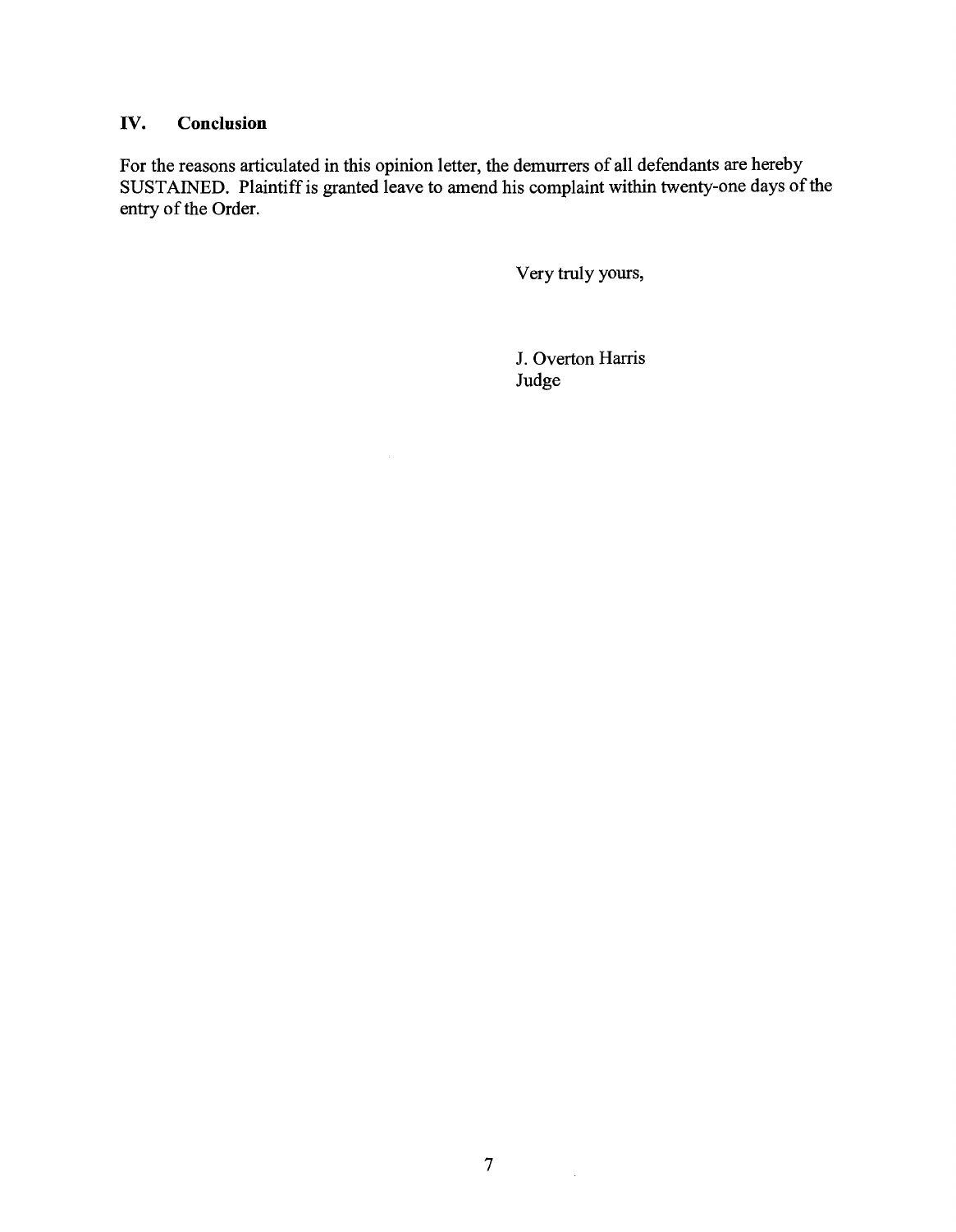## IV. Conclusion

For the reasons articulated in this opinion letter, the demurrers of all defendants are hereby SUSTAINED. Plaintiff is granted leave to amend his complaint within twenty-one days of the entry of the Order.

Very truly yours,

J. Overton Harris
Judge